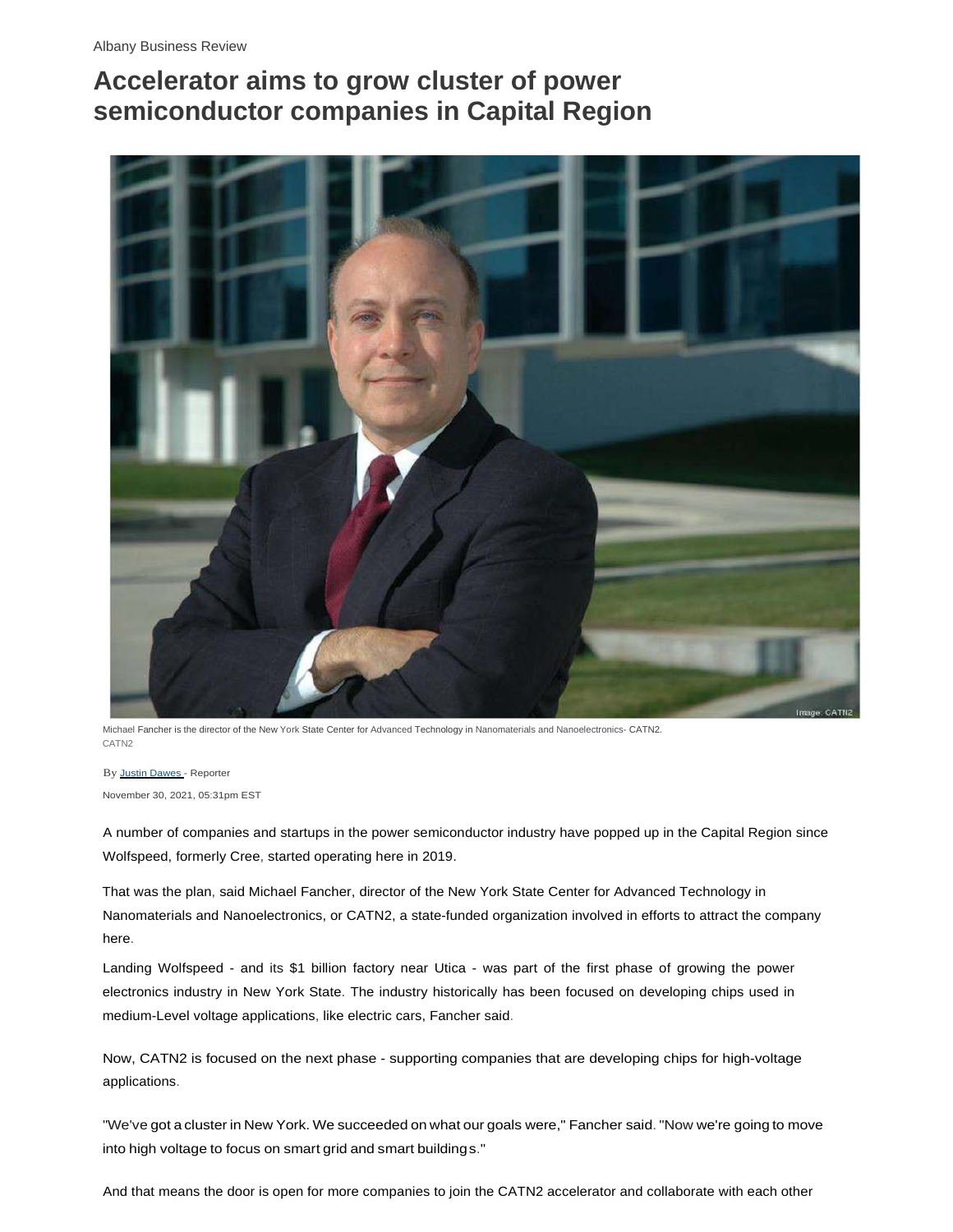Albany Business Review

# Accelerator aims to grow cluster of power semiconductor companies in Capital Region

Michael Fancher is the director of the New York State Center for Advanced Technology in Nanomaterials and Nanoelectronics- CATN2.
CATN2

By Justin Dawes - Reporter

November 30, 2021, 05:31pm EST

A number of companies and startups in the power semiconductor industry have popped up in the Capital Region since Wolfspeed, formerly Cree, started operating here in 2019.

That was the plan, said Michael Fancher, director of the New York State Center for Advanced Technology in Nanomaterials and Nanoelectronics, or CATN2, a state-funded organization involved in efforts to attract the company here.

Landing Wolfspeed - and its $1 billion factory near Utica - was part of the first phase of growing the power electronics industry in New York State. The industry historically has been focused on developing chips used in medium-Level voltage applications, like electric cars, Fancher said.

Now, CATN2 is focused on the next phase - supporting companies that are developing chips for high-voltage applications.

"We've got a cluster in New York. We succeeded on what our goals were," Fancher said. "Now we're going to move into high voltage to focus on smart grid and smart buildings."

And that means the door is open for more companies to join the CATN2 accelerator and collaborate with each other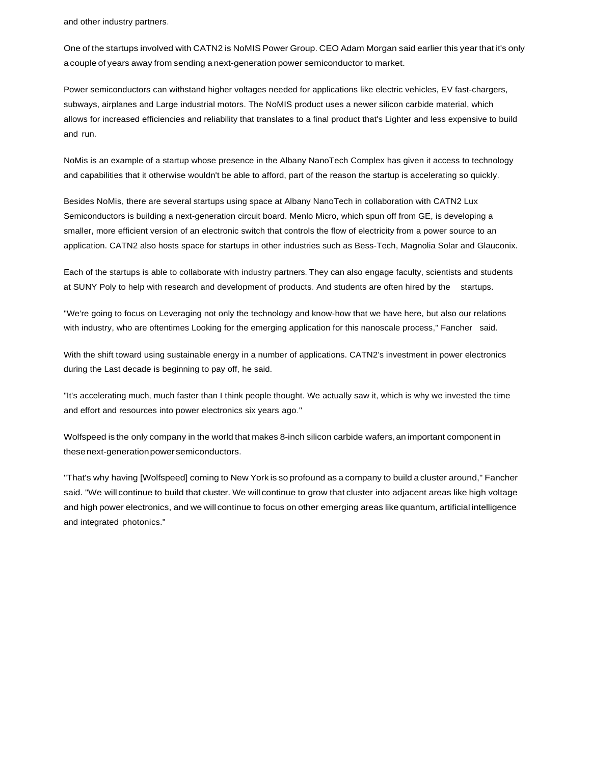and other industry partners.

One of the startups involved with CATN2 is NoMIS Power Group. CEO Adam Morgan said earlier this year that it's only a couple of years away from sending a next-generation power semiconductor to market.

Power semiconductors can withstand higher voltages needed for applications like electric vehicles, EV fast-chargers, subways, airplanes and Large industrial motors. The NoMIS product uses a newer silicon carbide material, which allows for increased efficiencies and reliability that translates to a final product that's Lighter and less expensive to build and run.

NoMis is an example of a startup whose presence in the Albany NanoTech Complex has given it access to technology and capabilities that it otherwise wouldn't be able to afford, part of the reason the startup is accelerating so quickly.

Besides NoMis, there are several startups using space at Albany NanoTech in collaboration with CATN2 Lux Semiconductors is building a next-generation circuit board. Menlo Micro, which spun off from GE, is developing a smaller, more efficient version of an electronic switch that controls the flow of electricity from a power source to an application. CATN2 also hosts space for startups in other industries such as Bess-Tech, Magnolia Solar and Glauconix.

Each of the startups is able to collaborate with industry partners. They can also engage faculty, scientists and students at SUNY Poly to help with research and development of products. And students are often hired by the startups.

"We're going to focus on Leveraging not only the technology and know-how that we have here, but also our relations with industry, who are oftentimes Looking for the emerging application for this nanoscale process," Fancher said.

With the shift toward using sustainable energy in a number of applications. CATN2's investment in power electronics during the Last decade is beginning to pay off, he said.

"It's accelerating much, much faster than I think people thought. We actually saw it, which is why we invested the time and effort and resources into power electronics six years ago."

Wolfspeed is the only company in the world that makes 8-inch silicon carbide wafers, an important component in these next-generation power semiconductors.

"That's why having [Wolfspeed] coming to New York is so profound as a company to build a cluster around," Fancher said. "We will continue to build that cluster. We will continue to grow that cluster into adjacent areas like high voltage and high power electronics, and we will continue to focus on other emerging areas like quantum, artificial intelligence and integrated photonics."